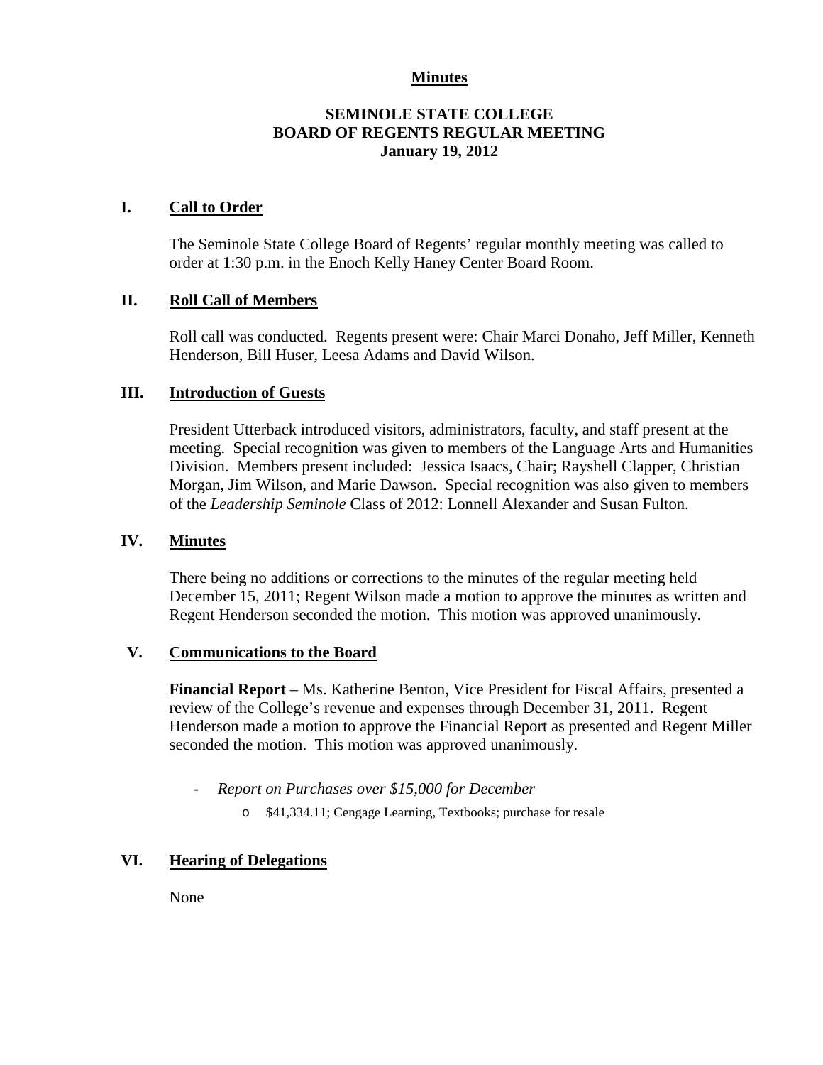# Minutes

## SEMINOLE STATE COLLEGE
## BOARD OF REGENTS REGULAR MEETING
## January 19, 2012

### I. Call to Order

The Seminole State College Board of Regents' regular monthly meeting was called to order at 1:30 p.m. in the Enoch Kelly Haney Center Board Room.

### II. Roll Call of Members

Roll call was conducted. Regents present were: Chair Marci Donaho, Jeff Miller, Kenneth Henderson, Bill Huser, Leesa Adams and David Wilson.

### III. Introduction of Guests

President Utterback introduced visitors, administrators, faculty, and staff present at the meeting. Special recognition was given to members of the Language Arts and Humanities Division. Members present included: Jessica Isaacs, Chair; Rayshell Clapper, Christian Morgan, Jim Wilson, and Marie Dawson. Special recognition was also given to members of the *Leadership Seminole* Class of 2012: Lonnell Alexander and Susan Fulton.

### IV. Minutes

There being no additions or corrections to the minutes of the regular meeting held December 15, 2011; Regent Wilson made a motion to approve the minutes as written and Regent Henderson seconded the motion. This motion was approved unanimously.

### V. Communications to the Board

**Financial Report** – Ms. Katherine Benton, Vice President for Fiscal Affairs, presented a review of the College's revenue and expenses through December 31, 2011. Regent Henderson made a motion to approve the Financial Report as presented and Regent Miller seconded the motion. This motion was approved unanimously.

- *Report on Purchases over $15,000 for December*
  - $41,334.11; Cengage Learning, Textbooks; purchase for resale

### VI. Hearing of Delegations

None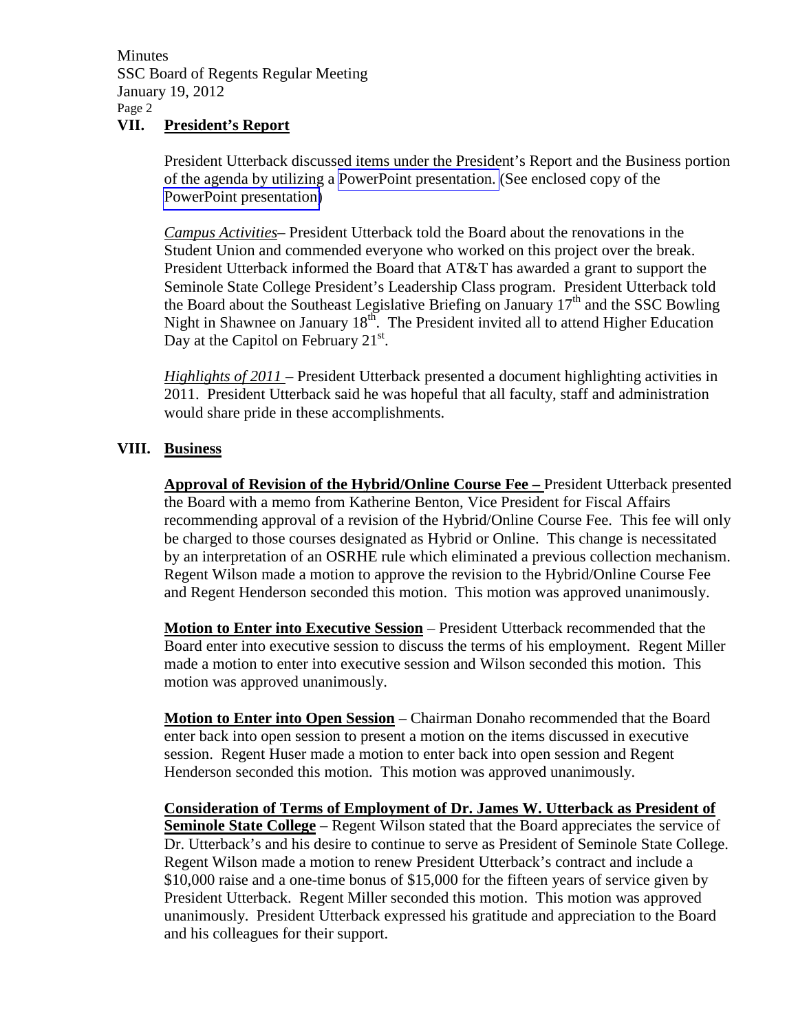## VII. President's Report

President Utterback discussed items under the President's Report and the Business portion of the agenda by utilizing a PowerPoint presentation. (See enclosed copy of the PowerPoint presentation)

*Campus Activities*– President Utterback told the Board about the renovations in the Student Union and commended everyone who worked on this project over the break. President Utterback informed the Board that AT&T has awarded a grant to support the Seminole State College President's Leadership Class program. President Utterback told the Board about the Southeast Legislative Briefing on January 17th and the SSC Bowling Night in Shawnee on January 18th. The President invited all to attend Higher Education Day at the Capitol on February 21st.

*Highlights of 2011* – President Utterback presented a document highlighting activities in 2011. President Utterback said he was hopeful that all faculty, staff and administration would share pride in these accomplishments.

## VIII. Business

**Approval of Revision of the Hybrid/Online Course Fee –** President Utterback presented the Board with a memo from Katherine Benton, Vice President for Fiscal Affairs recommending approval of a revision of the Hybrid/Online Course Fee. This fee will only be charged to those courses designated as Hybrid or Online. This change is necessitated by an interpretation of an OSRHE rule which eliminated a previous collection mechanism. Regent Wilson made a motion to approve the revision to the Hybrid/Online Course Fee and Regent Henderson seconded this motion. This motion was approved unanimously.

**Motion to Enter into Executive Session** – President Utterback recommended that the Board enter into executive session to discuss the terms of his employment. Regent Miller made a motion to enter into executive session and Wilson seconded this motion. This motion was approved unanimously.

**Motion to Enter into Open Session** – Chairman Donaho recommended that the Board enter back into open session to present a motion on the items discussed in executive session. Regent Huser made a motion to enter back into open session and Regent Henderson seconded this motion. This motion was approved unanimously.

**Consideration of Terms of Employment of Dr. James W. Utterback as President of Seminole State College** – Regent Wilson stated that the Board appreciates the service of Dr. Utterback's and his desire to continue to serve as President of Seminole State College. Regent Wilson made a motion to renew President Utterback's contract and include a $10,000 raise and a one-time bonus of $15,000 for the fifteen years of service given by President Utterback. Regent Miller seconded this motion. This motion was approved unanimously. President Utterback expressed his gratitude and appreciation to the Board and his colleagues for their support.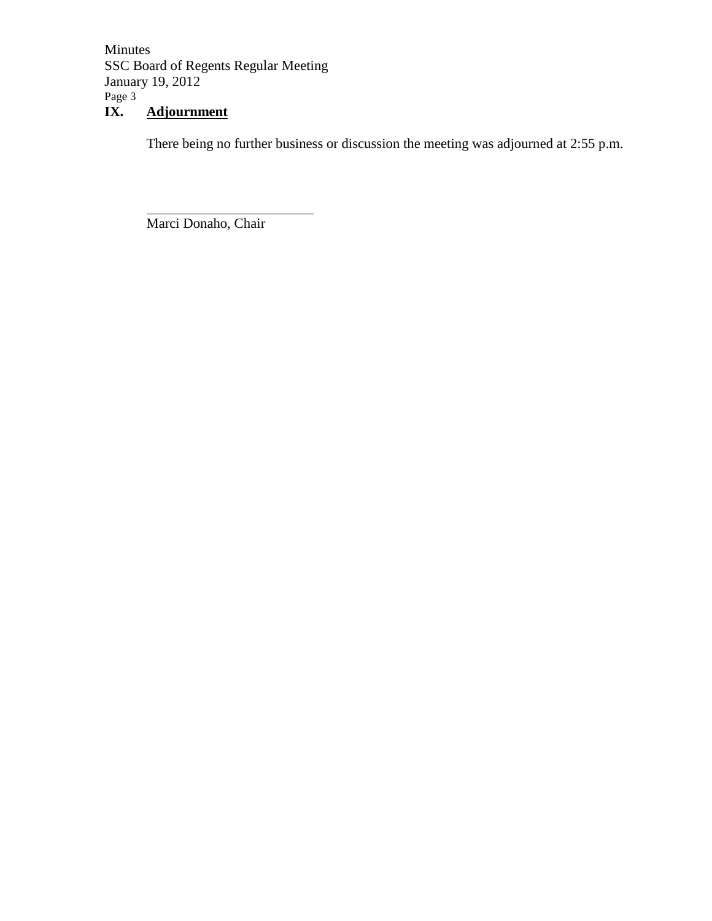## IX. Adjournment

There being no further business or discussion the meeting was adjourned at 2:55 p.m.

\_\_\_\_\_\_\_\_\_\_\_\_\_\_\_\_\_\_\_\_\_\_\_\_\_\_

Marci Donaho, Chair